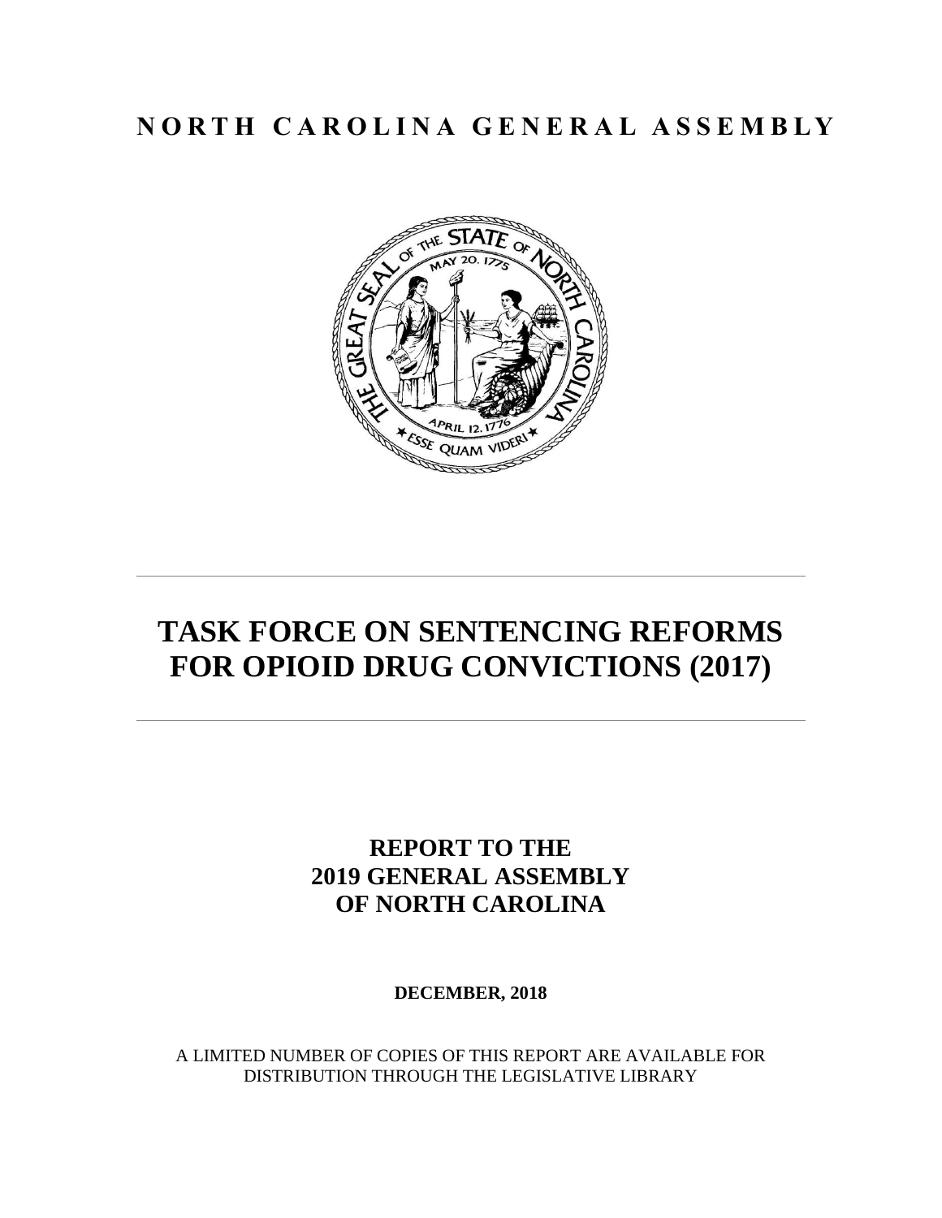**NORTH CAROLINA GENERAL ASSEMBLY**

# TASK FORCE ON SENTENCING REFORMS FOR OPIOID DRUG CONVICTIONS (2017)

## REPORT TO THE 2019 GENERAL ASSEMBLY OF NORTH CAROLINA

**DECEMBER, 2018**

A LIMITED NUMBER OF COPIES OF THIS REPORT ARE AVAILABLE FOR DISTRIBUTION THROUGH THE LEGISLATIVE LIBRARY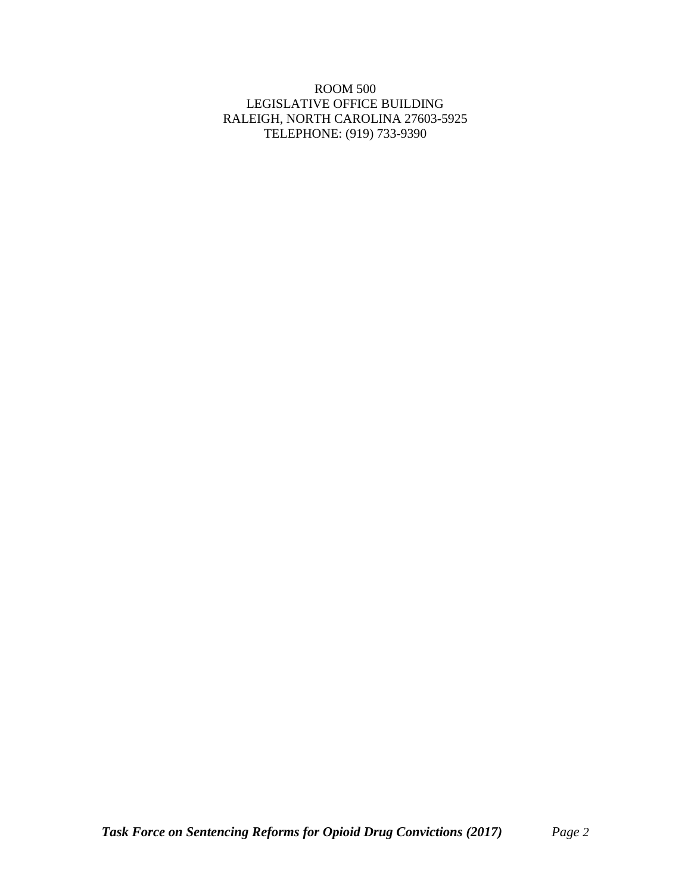ROOM 500
LEGISLATIVE OFFICE BUILDING
RALEIGH, NORTH CAROLINA 27603-5925
TELEPHONE: (919) 733-9390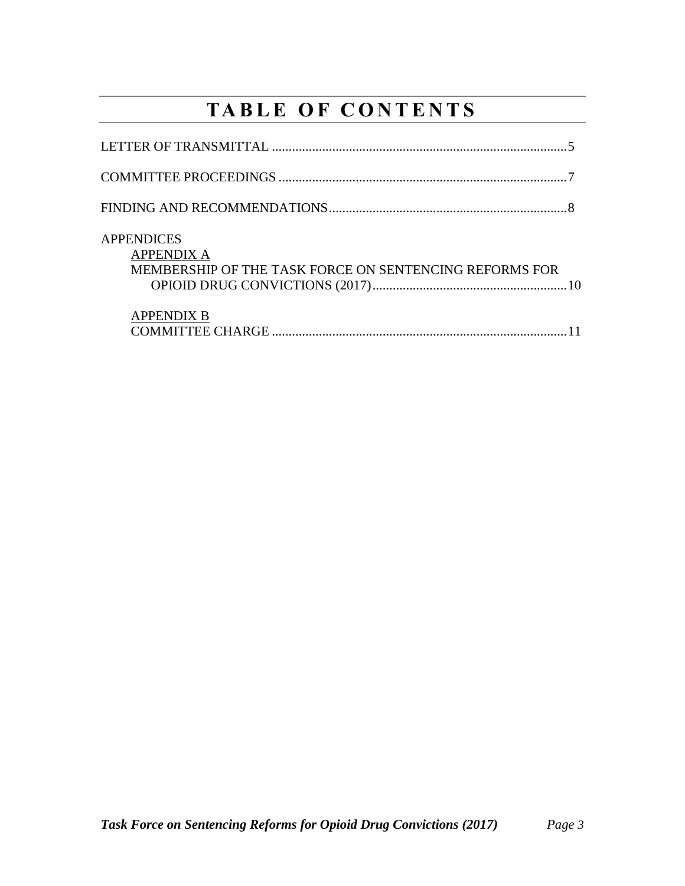# TABLE OF CONTENTS

LETTER OF TRANSMITTAL ........................................................................................5

COMMITTEE PROCEEDINGS ......................................................................................7

FINDING AND RECOMMENDATIONS.......................................................................8

APPENDICES

APPENDIX A

MEMBERSHIP OF THE TASK FORCE ON SENTENCING REFORMS FOR OPIOID DRUG CONVICTIONS (2017)..........................................................10

APPENDIX B

COMMITTEE CHARGE ........................................................................................11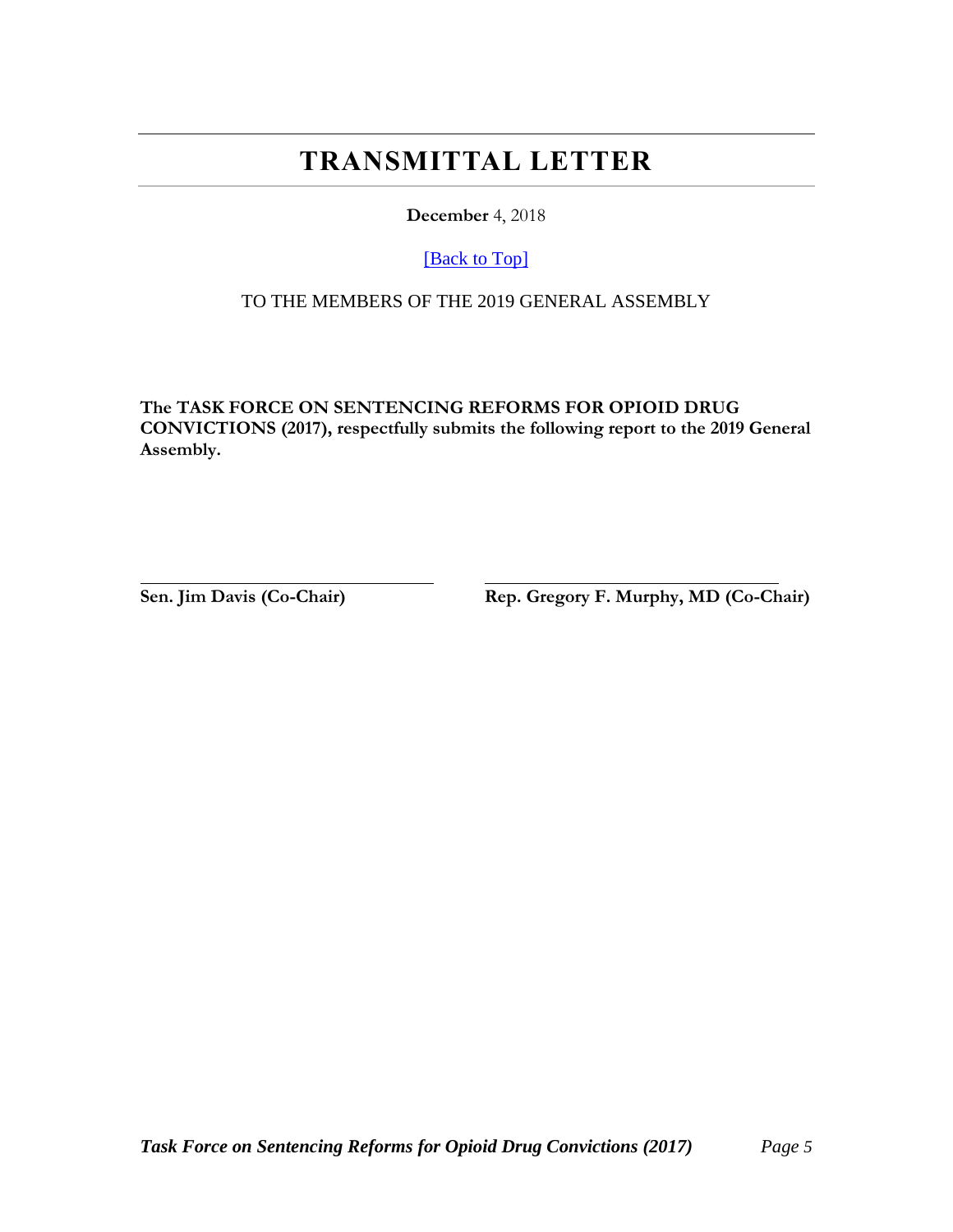# TRANSMITTAL LETTER

**December** 4, 2018

[Back to Top]

TO THE MEMBERS OF THE 2019 GENERAL ASSEMBLY

**The TASK FORCE ON SENTENCING REFORMS FOR OPIOID DRUG CONVICTIONS (2017), respectfully submits the following report to the 2019 General Assembly.**

**Sen. Jim Davis (Co-Chair)**

**Rep. Gregory F. Murphy, MD (Co-Chair)**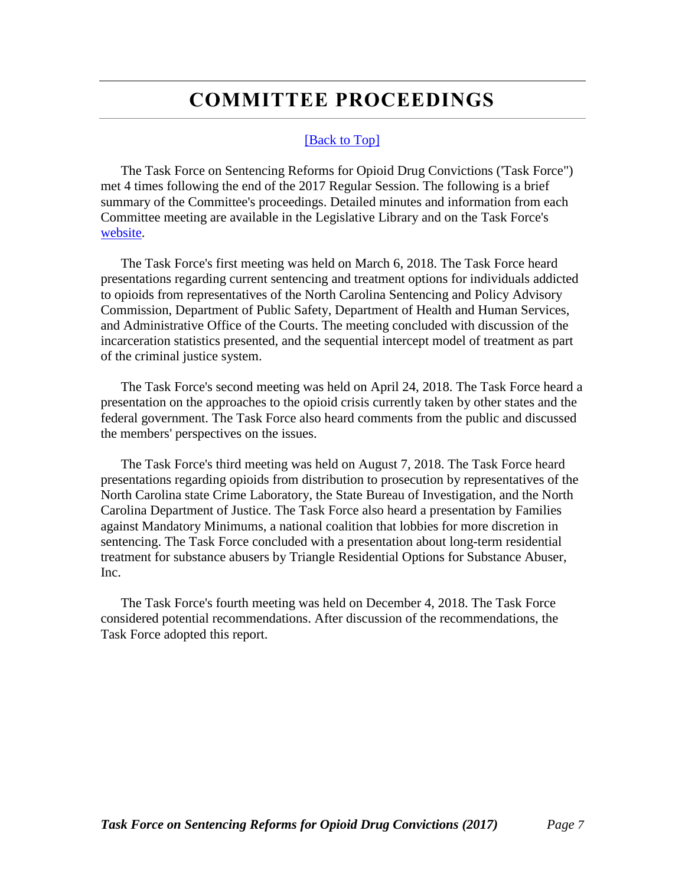# COMMITTEE PROCEEDINGS

[Back to Top]

The Task Force on Sentencing Reforms for Opioid Drug Convictions ('Task Force") met 4 times following the end of the 2017 Regular Session. The following is a brief summary of the Committee's proceedings. Detailed minutes and information from each Committee meeting are available in the Legislative Library and on the Task Force's website.

The Task Force's first meeting was held on March 6, 2018. The Task Force heard presentations regarding current sentencing and treatment options for individuals addicted to opioids from representatives of the North Carolina Sentencing and Policy Advisory Commission, Department of Public Safety, Department of Health and Human Services, and Administrative Office of the Courts. The meeting concluded with discussion of the incarceration statistics presented, and the sequential intercept model of treatment as part of the criminal justice system.

The Task Force's second meeting was held on April 24, 2018. The Task Force heard a presentation on the approaches to the opioid crisis currently taken by other states and the federal government. The Task Force also heard comments from the public and discussed the members' perspectives on the issues.

The Task Force's third meeting was held on August 7, 2018. The Task Force heard presentations regarding opioids from distribution to prosecution by representatives of the North Carolina state Crime Laboratory, the State Bureau of Investigation, and the North Carolina Department of Justice. The Task Force also heard a presentation by Families against Mandatory Minimums, a national coalition that lobbies for more discretion in sentencing. The Task Force concluded with a presentation about long-term residential treatment for substance abusers by Triangle Residential Options for Substance Abuser, Inc.

The Task Force's fourth meeting was held on December 4, 2018. The Task Force considered potential recommendations. After discussion of the recommendations, the Task Force adopted this report.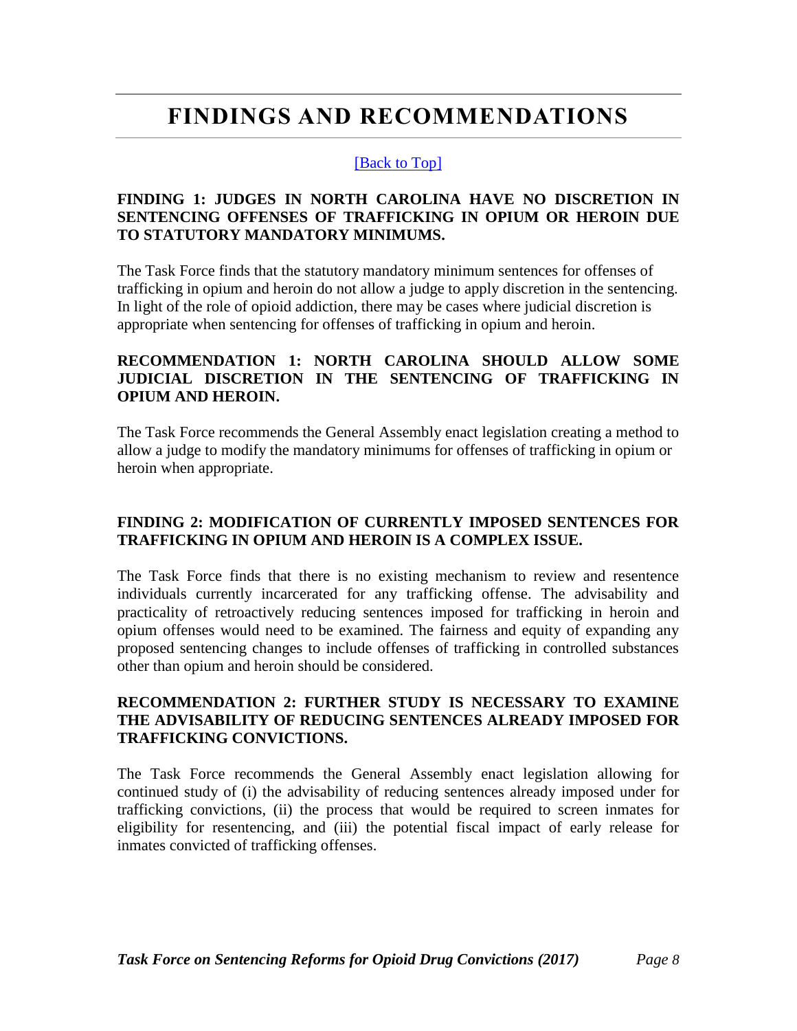# FINDINGS AND RECOMMENDATIONS

[Back to Top]

**FINDING 1: JUDGES IN NORTH CAROLINA HAVE NO DISCRETION IN SENTENCING OFFENSES OF TRAFFICKING IN OPIUM OR HEROIN DUE TO STATUTORY MANDATORY MINIMUMS.**

The Task Force finds that the statutory mandatory minimum sentences for offenses of trafficking in opium and heroin do not allow a judge to apply discretion in the sentencing. In light of the role of opioid addiction, there may be cases where judicial discretion is appropriate when sentencing for offenses of trafficking in opium and heroin.

**RECOMMENDATION 1: NORTH CAROLINA SHOULD ALLOW SOME JUDICIAL DISCRETION IN THE SENTENCING OF TRAFFICKING IN OPIUM AND HEROIN.**

The Task Force recommends the General Assembly enact legislation creating a method to allow a judge to modify the mandatory minimums for offenses of trafficking in opium or heroin when appropriate.

**FINDING 2: MODIFICATION OF CURRENTLY IMPOSED SENTENCES FOR TRAFFICKING IN OPIUM AND HEROIN IS A COMPLEX ISSUE.**

The Task Force finds that there is no existing mechanism to review and resentence individuals currently incarcerated for any trafficking offense. The advisability and practicality of retroactively reducing sentences imposed for trafficking in heroin and opium offenses would need to be examined. The fairness and equity of expanding any proposed sentencing changes to include offenses of trafficking in controlled substances other than opium and heroin should be considered.

**RECOMMENDATION 2: FURTHER STUDY IS NECESSARY TO EXAMINE THE ADVISABILITY OF REDUCING SENTENCES ALREADY IMPOSED FOR TRAFFICKING CONVICTIONS.**

The Task Force recommends the General Assembly enact legislation allowing for continued study of (i) the advisability of reducing sentences already imposed under for trafficking convictions, (ii) the process that would be required to screen inmates for eligibility for resentencing, and (iii) the potential fiscal impact of early release for inmates convicted of trafficking offenses.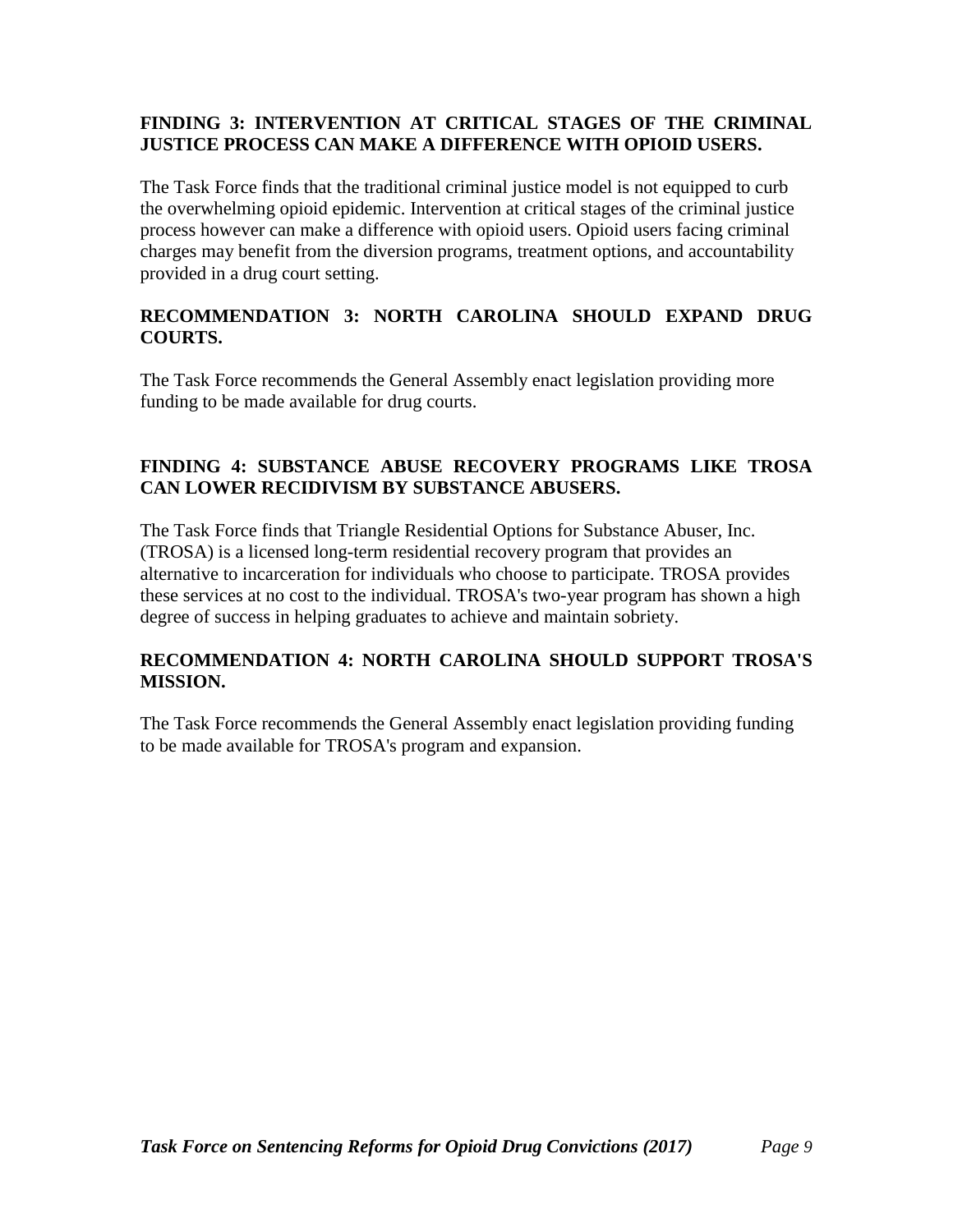**FINDING 3: INTERVENTION AT CRITICAL STAGES OF THE CRIMINAL JUSTICE PROCESS CAN MAKE A DIFFERENCE WITH OPIOID USERS.**

The Task Force finds that the traditional criminal justice model is not equipped to curb the overwhelming opioid epidemic. Intervention at critical stages of the criminal justice process however can make a difference with opioid users. Opioid users facing criminal charges may benefit from the diversion programs, treatment options, and accountability provided in a drug court setting.

**RECOMMENDATION 3: NORTH CAROLINA SHOULD EXPAND DRUG COURTS.**

The Task Force recommends the General Assembly enact legislation providing more funding to be made available for drug courts.

**FINDING 4: SUBSTANCE ABUSE RECOVERY PROGRAMS LIKE TROSA CAN LOWER RECIDIVISM BY SUBSTANCE ABUSERS.**

The Task Force finds that Triangle Residential Options for Substance Abuser, Inc. (TROSA) is a licensed long-term residential recovery program that provides an alternative to incarceration for individuals who choose to participate. TROSA provides these services at no cost to the individual. TROSA's two-year program has shown a high degree of success in helping graduates to achieve and maintain sobriety.

**RECOMMENDATION 4: NORTH CAROLINA SHOULD SUPPORT TROSA'S MISSION.**

The Task Force recommends the General Assembly enact legislation providing funding to be made available for TROSA's program and expansion.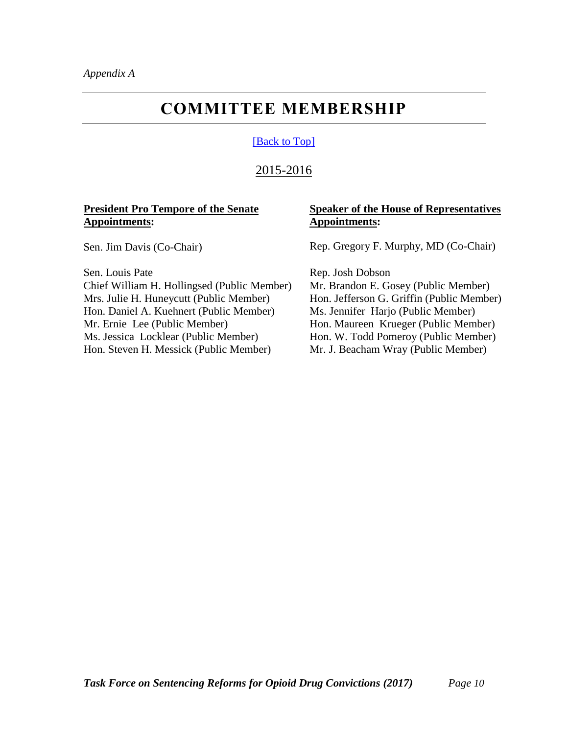*Appendix A*

# COMMITTEE MEMBERSHIP

[Back to Top]

## 2015-2016

**President Pro Tempore of the Senate Appointments:**

Sen. Jim Davis (Co-Chair)

Sen. Louis Pate
Chief William H. Hollingsed (Public Member)
Mrs. Julie H. Huneycutt (Public Member)
Hon. Daniel A. Kuehnert (Public Member)
Mr. Ernie Lee (Public Member)
Ms. Jessica Locklear (Public Member)
Hon. Steven H. Messick (Public Member)

**Speaker of the House of Representatives Appointments:**

Rep. Gregory F. Murphy, MD (Co-Chair)

Rep. Josh Dobson
Mr. Brandon E. Gosey (Public Member)
Hon. Jefferson G. Griffin (Public Member)
Ms. Jennifer Harjo (Public Member)
Hon. Maureen Krueger (Public Member)
Hon. W. Todd Pomeroy (Public Member)
Mr. J. Beacham Wray (Public Member)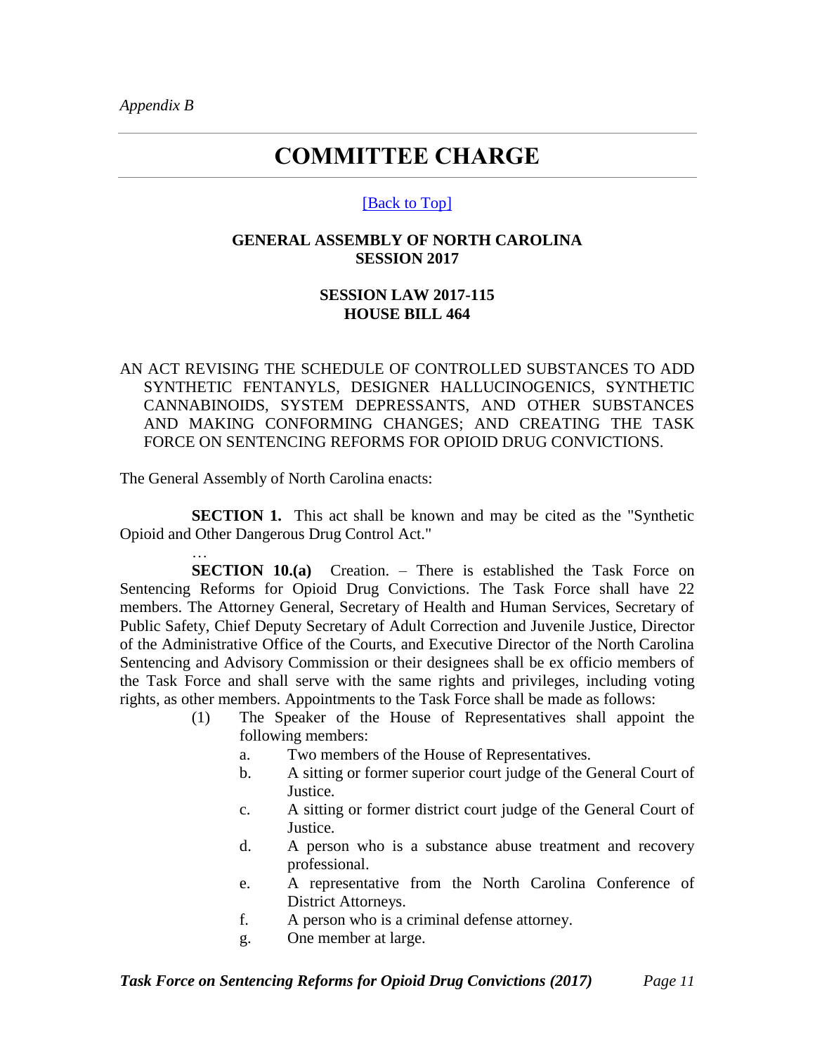*Appendix B*

# COMMITTEE CHARGE

[Back to Top]

**GENERAL ASSEMBLY OF NORTH CAROLINA**
**SESSION 2017**

**SESSION LAW 2017-115**
**HOUSE BILL 464**

AN ACT REVISING THE SCHEDULE OF CONTROLLED SUBSTANCES TO ADD SYNTHETIC FENTANYLS, DESIGNER HALLUCINOGENICS, SYNTHETIC CANNABINOIDS, SYSTEM DEPRESSANTS, AND OTHER SUBSTANCES AND MAKING CONFORMING CHANGES; AND CREATING THE TASK FORCE ON SENTENCING REFORMS FOR OPIOID DRUG CONVICTIONS.

The General Assembly of North Carolina enacts:

**SECTION 1.** This act shall be known and may be cited as the "Synthetic Opioid and Other Dangerous Drug Control Act."

…

**SECTION 10.(a)** Creation. – There is established the Task Force on Sentencing Reforms for Opioid Drug Convictions. The Task Force shall have 22 members. The Attorney General, Secretary of Health and Human Services, Secretary of Public Safety, Chief Deputy Secretary of Adult Correction and Juvenile Justice, Director of the Administrative Office of the Courts, and Executive Director of the North Carolina Sentencing and Advisory Commission or their designees shall be ex officio members of the Task Force and shall serve with the same rights and privileges, including voting rights, as other members. Appointments to the Task Force shall be made as follows:

(1) The Speaker of the House of Representatives shall appoint the following members:
   a. Two members of the House of Representatives.
   b. A sitting or former superior court judge of the General Court of Justice.
   c. A sitting or former district court judge of the General Court of Justice.
   d. A person who is a substance abuse treatment and recovery professional.
   e. A representative from the North Carolina Conference of District Attorneys.
   f. A person who is a criminal defense attorney.
   g. One member at large.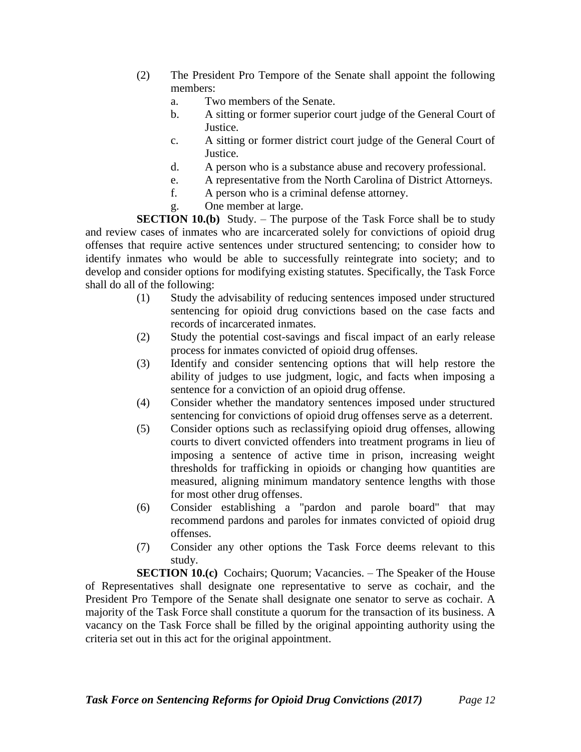(2) The President Pro Tempore of the Senate shall appoint the following members:

a. Two members of the Senate.

b. A sitting or former superior court judge of the General Court of Justice.

c. A sitting or former district court judge of the General Court of Justice.

d. A person who is a substance abuse and recovery professional.

e. A representative from the North Carolina of District Attorneys.

f. A person who is a criminal defense attorney.

g. One member at large.

**SECTION 10.(b)** Study. – The purpose of the Task Force shall be to study and review cases of inmates who are incarcerated solely for convictions of opioid drug offenses that require active sentences under structured sentencing; to consider how to identify inmates who would be able to successfully reintegrate into society; and to develop and consider options for modifying existing statutes. Specifically, the Task Force shall do all of the following:

(1) Study the advisability of reducing sentences imposed under structured sentencing for opioid drug convictions based on the case facts and records of incarcerated inmates.

(2) Study the potential cost-savings and fiscal impact of an early release process for inmates convicted of opioid drug offenses.

(3) Identify and consider sentencing options that will help restore the ability of judges to use judgment, logic, and facts when imposing a sentence for a conviction of an opioid drug offense.

(4) Consider whether the mandatory sentences imposed under structured sentencing for convictions of opioid drug offenses serve as a deterrent.

(5) Consider options such as reclassifying opioid drug offenses, allowing courts to divert convicted offenders into treatment programs in lieu of imposing a sentence of active time in prison, increasing weight thresholds for trafficking in opioids or changing how quantities are measured, aligning minimum mandatory sentence lengths with those for most other drug offenses.

(6) Consider establishing a "pardon and parole board" that may recommend pardons and paroles for inmates convicted of opioid drug offenses.

(7) Consider any other options the Task Force deems relevant to this study.

**SECTION 10.(c)** Cochairs; Quorum; Vacancies. – The Speaker of the House of Representatives shall designate one representative to serve as cochair, and the President Pro Tempore of the Senate shall designate one senator to serve as cochair. A majority of the Task Force shall constitute a quorum for the transaction of its business. A vacancy on the Task Force shall be filled by the original appointing authority using the criteria set out in this act for the original appointment.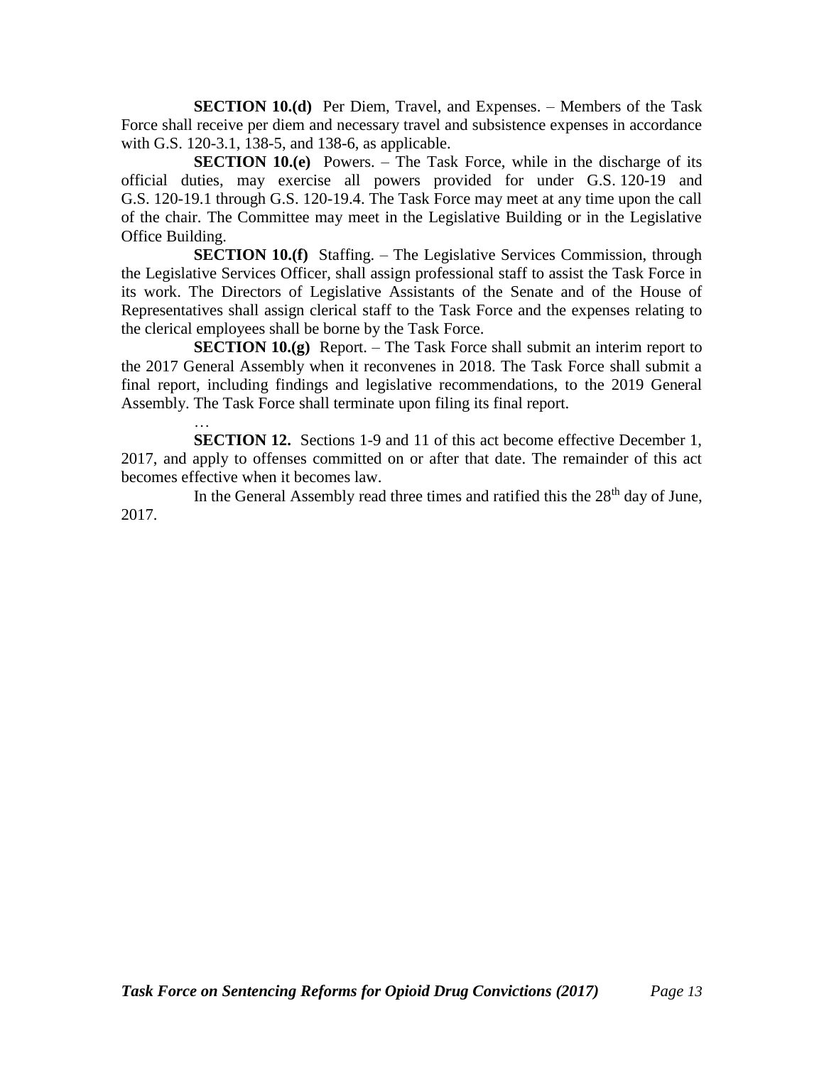**SECTION 10.(d)** Per Diem, Travel, and Expenses. – Members of the Task Force shall receive per diem and necessary travel and subsistence expenses in accordance with G.S. 120-3.1, 138-5, and 138-6, as applicable.

**SECTION 10.(e)** Powers. – The Task Force, while in the discharge of its official duties, may exercise all powers provided for under G.S. 120-19 and G.S. 120-19.1 through G.S. 120-19.4. The Task Force may meet at any time upon the call of the chair. The Committee may meet in the Legislative Building or in the Legislative Office Building.

**SECTION 10.(f)** Staffing. – The Legislative Services Commission, through the Legislative Services Officer, shall assign professional staff to assist the Task Force in its work. The Directors of Legislative Assistants of the Senate and of the House of Representatives shall assign clerical staff to the Task Force and the expenses relating to the clerical employees shall be borne by the Task Force.

**SECTION 10.(g)** Report. – The Task Force shall submit an interim report to the 2017 General Assembly when it reconvenes in 2018. The Task Force shall submit a final report, including findings and legislative recommendations, to the 2019 General Assembly. The Task Force shall terminate upon filing its final report.

…

**SECTION 12.** Sections 1-9 and 11 of this act become effective December 1, 2017, and apply to offenses committed on or after that date. The remainder of this act becomes effective when it becomes law.

In the General Assembly read three times and ratified this the 28th day of June, 2017.